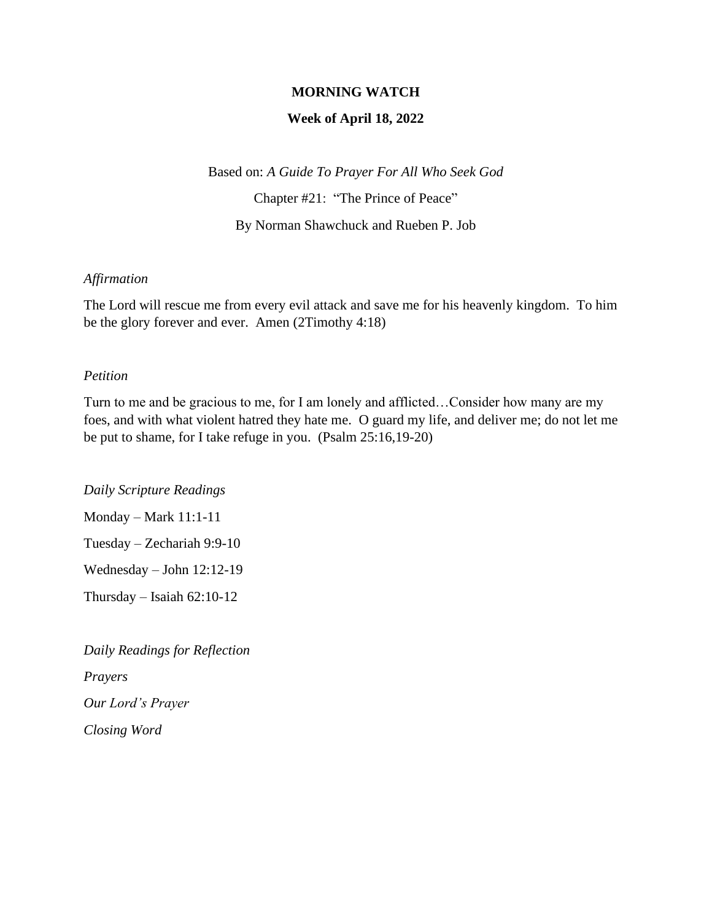**MORNING WATCH**

**Week of April 18, 2022**

Based on: *A Guide To Prayer For All Who Seek God*

Chapter #21: "The Prince of Peace"

By Norman Shawchuck and Rueben P. Job

*Affirmation*

The Lord will rescue me from every evil attack and save me for his heavenly kingdom. To him be the glory forever and ever. Amen (2Timothy 4:18)

*Petition*

Turn to me and be gracious to me, for I am lonely and afflicted…Consider how many are my foes, and with what violent hatred they hate me. O guard my life, and deliver me; do not let me be put to shame, for I take refuge in you. (Psalm 25:16,19-20)

*Daily Scripture Readings*

Monday – Mark 11:1-11

Tuesday – Zechariah 9:9-10

Wednesday – John 12:12-19

Thursday – Isaiah 62:10-12

*Daily Readings for Reflection*

*Prayers*

*Our Lord's Prayer*

*Closing Word*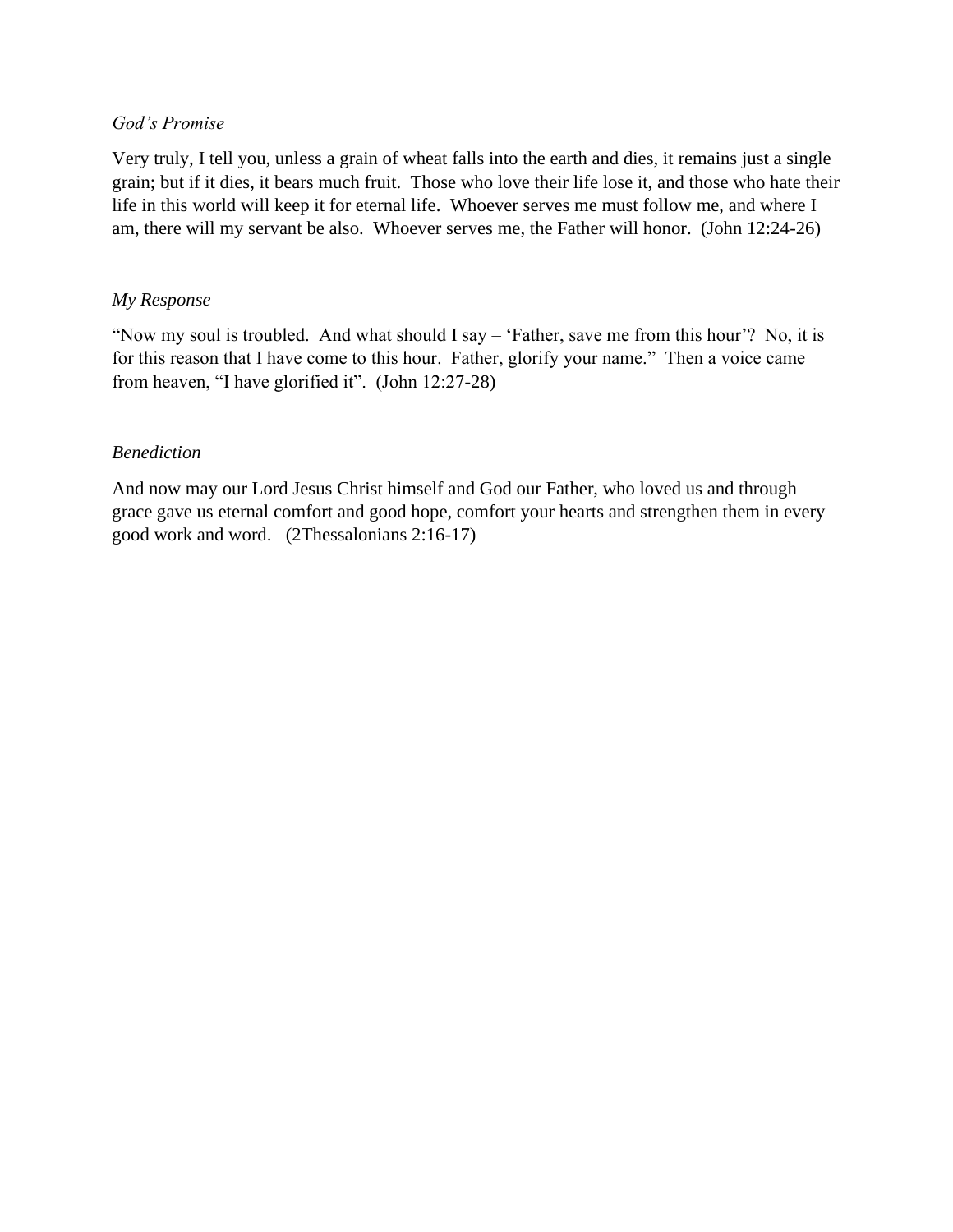*God's Promise*

Very truly, I tell you, unless a grain of wheat falls into the earth and dies, it remains just a single grain; but if it dies, it bears much fruit. Those who love their life lose it, and those who hate their life in this world will keep it for eternal life. Whoever serves me must follow me, and where I am, there will my servant be also. Whoever serves me, the Father will honor. (John 12:24-26)

*My Response*

"Now my soul is troubled. And what should I say – 'Father, save me from this hour'? No, it is for this reason that I have come to this hour. Father, glorify your name." Then a voice came from heaven, "I have glorified it". (John 12:27-28)

*Benediction*

And now may our Lord Jesus Christ himself and God our Father, who loved us and through grace gave us eternal comfort and good hope, comfort your hearts and strengthen them in every good work and word. (2Thessalonians 2:16-17)